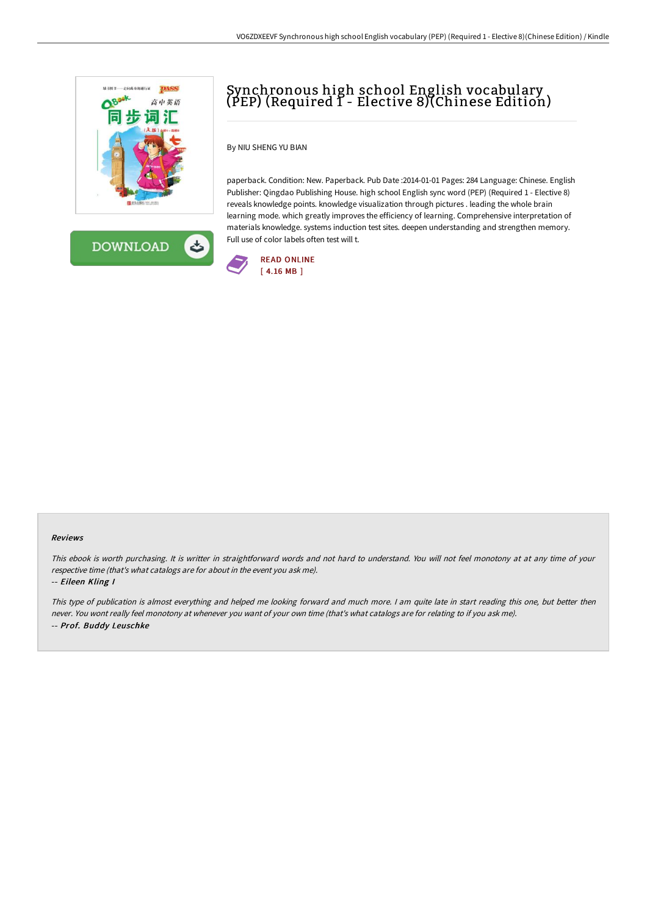# Synchronous high school English vocabulary (PEP) (Required 1 - Elective 8)(Chinese Edition)

By NIU SHENG YU BIAN

paperback. Condition: New. Paperback. Pub Date :2014-01-01 Pages: 284 Language: Chinese. English Publisher: Qingdao Publishing House. high school English sync word (PEP) (Required 1 - Elective 8) reveals knowledge points. knowledge visualization through pictures . leading the whole brain learning mode. which greatly improves the efficiency of learning. Comprehensive interpretation of materials knowledge. systems induction test sites. deepen understanding and strengthen memory. Full use of color labels often test will t.

READ ONLINE
[ 4.16 MB ]

### Reviews

*This ebook is worth purchasing. It is writter in straightforward words and not hard to understand. You will not feel monotony at at any time of your respective time (that's what catalogs are for about in the event you ask me).*

*-- Eileen Kling I*

*This type of publication is almost everything and helped me looking forward and much more. I am quite late in start reading this one, but better then never. You wont really feel monotony at whenever you want of your own time (that's what catalogs are for relating to if you ask me).*

*-- Prof. Buddy Leuschke*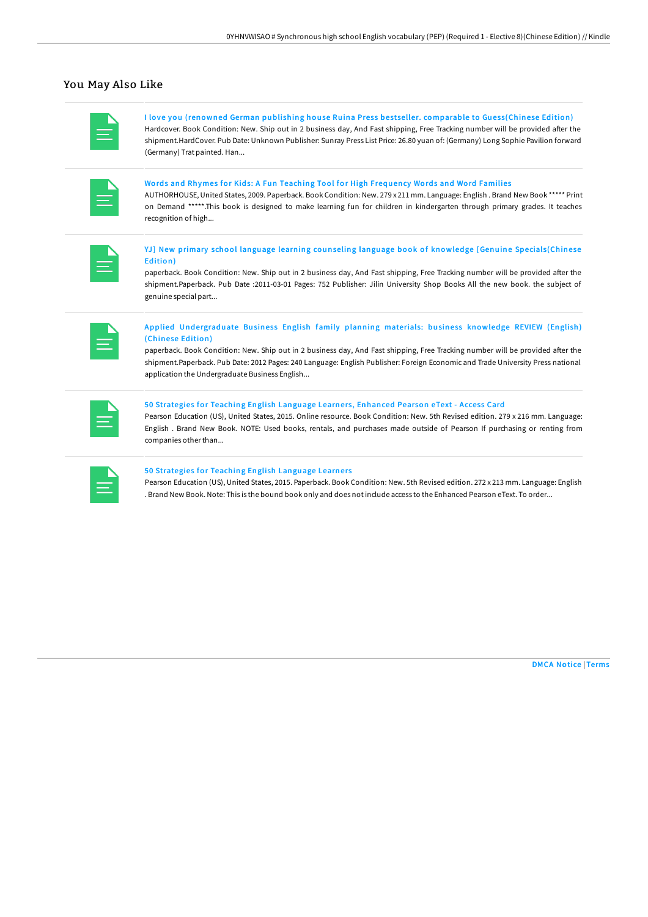## You May Also Like

**I love you (renowned German publishing house Ruina Press bestseller. comparable to Guess(Chinese Edition)**

Hardcover. Book Condition: New. Ship out in 2 business day, And Fast shipping, Free Tracking number will be provided after the shipment.HardCover. Pub Date: Unknown Publisher: Sunray Press List Price: 26.80 yuan of: (Germany) Long Sophie Pavilion forward (Germany) Trat painted. Han...

**Words and Rhymes for Kids: A Fun Teaching Tool for High Frequency Words and Word Families**

AUTHORHOUSE, United States, 2009. Paperback. Book Condition: New. 279 x 211 mm. Language: English . Brand New Book ***** Print on Demand *****.This book is designed to make learning fun for children in kindergarten through primary grades. It teaches recognition of high...

**YJ] New primary school language learning counseling language book of knowledge [Genuine Specials(Chinese Edition)**

paperback. Book Condition: New. Ship out in 2 business day, And Fast shipping, Free Tracking number will be provided after the shipment.Paperback. Pub Date :2011-03-01 Pages: 752 Publisher: Jilin University Shop Books All the new book. the subject of genuine special part...

**Applied Undergraduate Business English family planning materials: business knowledge REVIEW (English)(Chinese Edition)**

paperback. Book Condition: New. Ship out in 2 business day, And Fast shipping, Free Tracking number will be provided after the shipment.Paperback. Pub Date: 2012 Pages: 240 Language: English Publisher: Foreign Economic and Trade University Press national application the Undergraduate Business English...

**50 Strategies for Teaching English Language Learners, Enhanced Pearson eText - Access Card**

Pearson Education (US), United States, 2015. Online resource. Book Condition: New. 5th Revised edition. 279 x 216 mm. Language: English . Brand New Book. NOTE: Used books, rentals, and purchases made outside of Pearson If purchasing or renting from companies other than...

**50 Strategies for Teaching English Language Learners**

Pearson Education (US), United States, 2015. Paperback. Book Condition: New. 5th Revised edition. 272 x 213 mm. Language: English . Brand New Book. Note: This is the bound book only and does not include access to the Enhanced Pearson eText. To order...

DMCA Notice | Terms